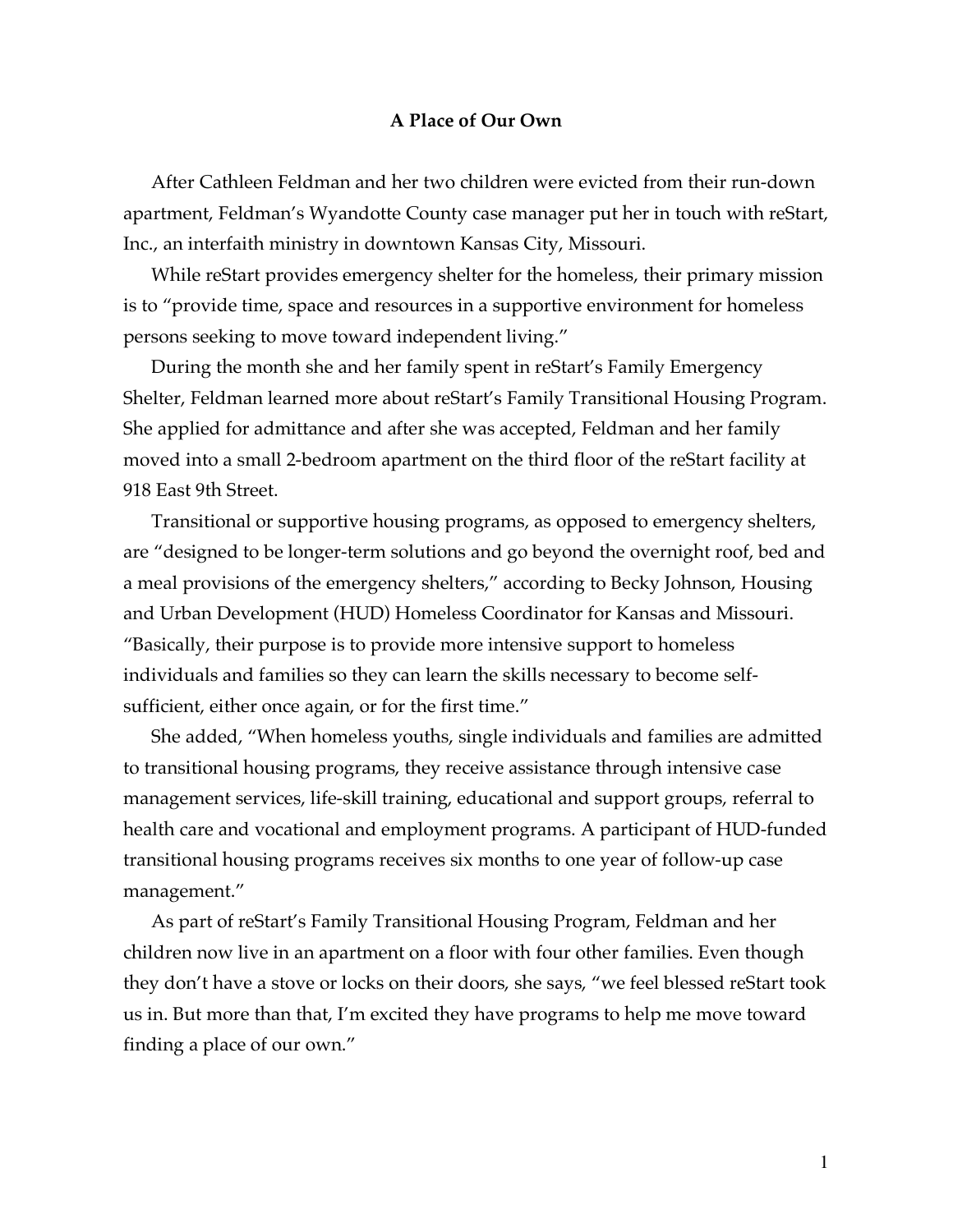# A Place of Our Own

After Cathleen Feldman and her two children were evicted from their run-down apartment, Feldman's Wyandotte County case manager put her in touch with reStart, Inc., an interfaith ministry in downtown Kansas City, Missouri.

While reStart provides emergency shelter for the homeless, their primary mission is to "provide time, space and resources in a supportive environment for homeless persons seeking to move toward independent living."

During the month she and her family spent in reStart's Family Emergency Shelter, Feldman learned more about reStart's Family Transitional Housing Program. She applied for admittance and after she was accepted, Feldman and her family moved into a small 2-bedroom apartment on the third floor of the reStart facility at 918 East 9th Street.

Transitional or supportive housing programs, as opposed to emergency shelters, are "designed to be longer-term solutions and go beyond the overnight roof, bed and a meal provisions of the emergency shelters," according to Becky Johnson, Housing and Urban Development (HUD) Homeless Coordinator for Kansas and Missouri. "Basically, their purpose is to provide more intensive support to homeless individuals and families so they can learn the skills necessary to become self-sufficient, either once again, or for the first time."

She added, "When homeless youths, single individuals and families are admitted to transitional housing programs, they receive assistance through intensive case management services, life-skill training, educational and support groups, referral to health care and vocational and employment programs. A participant of HUD-funded transitional housing programs receives six months to one year of follow-up case management."

As part of reStart's Family Transitional Housing Program, Feldman and her children now live in an apartment on a floor with four other families. Even though they don't have a stove or locks on their doors, she says, "we feel blessed reStart took us in. But more than that, I'm excited they have programs to help me move toward finding a place of our own."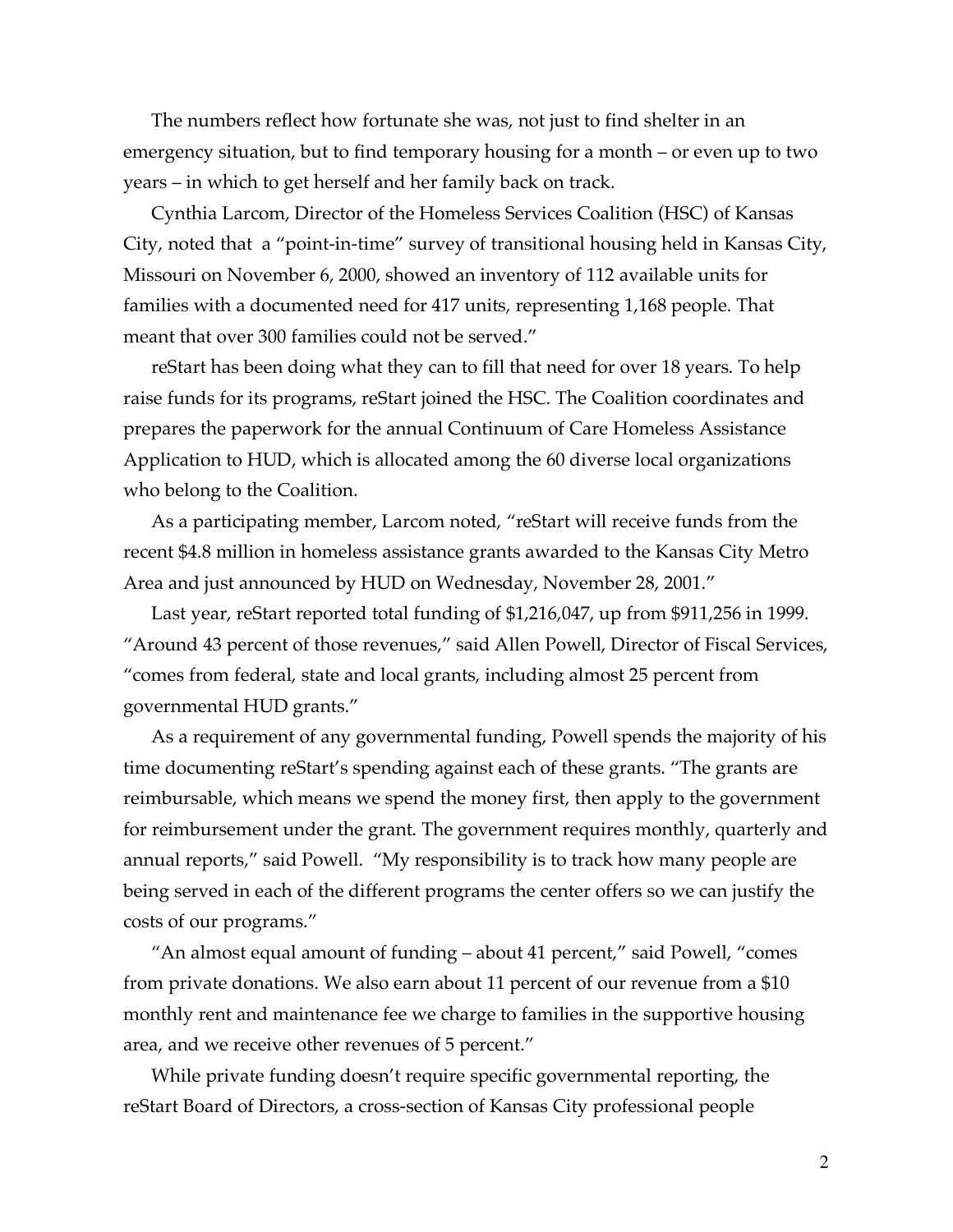The numbers reflect how fortunate she was, not just to find shelter in an emergency situation, but to find temporary housing for a month – or even up to two years – in which to get herself and her family back on track.

Cynthia Larcom, Director of the Homeless Services Coalition (HSC) of Kansas City, noted that a "point-in-time" survey of transitional housing held in Kansas City, Missouri on November 6, 2000, showed an inventory of 112 available units for families with a documented need for 417 units, representing 1,168 people. That meant that over 300 families could not be served."

reStart has been doing what they can to fill that need for over 18 years. To help raise funds for its programs, reStart joined the HSC. The Coalition coordinates and prepares the paperwork for the annual Continuum of Care Homeless Assistance Application to HUD, which is allocated among the 60 diverse local organizations who belong to the Coalition.

As a participating member, Larcom noted, "reStart will receive funds from the recent $4.8 million in homeless assistance grants awarded to the Kansas City Metro Area and just announced by HUD on Wednesday, November 28, 2001."

Last year, reStart reported total funding of $1,216,047, up from $911,256 in 1999. "Around 43 percent of those revenues," said Allen Powell, Director of Fiscal Services, "comes from federal, state and local grants, including almost 25 percent from governmental HUD grants."

As a requirement of any governmental funding, Powell spends the majority of his time documenting reStart's spending against each of these grants. "The grants are reimbursable, which means we spend the money first, then apply to the government for reimbursement under the grant. The government requires monthly, quarterly and annual reports," said Powell. "My responsibility is to track how many people are being served in each of the different programs the center offers so we can justify the costs of our programs."

"An almost equal amount of funding – about 41 percent," said Powell, "comes from private donations. We also earn about 11 percent of our revenue from a $10 monthly rent and maintenance fee we charge to families in the supportive housing area, and we receive other revenues of 5 percent."

While private funding doesn't require specific governmental reporting, the reStart Board of Directors, a cross-section of Kansas City professional people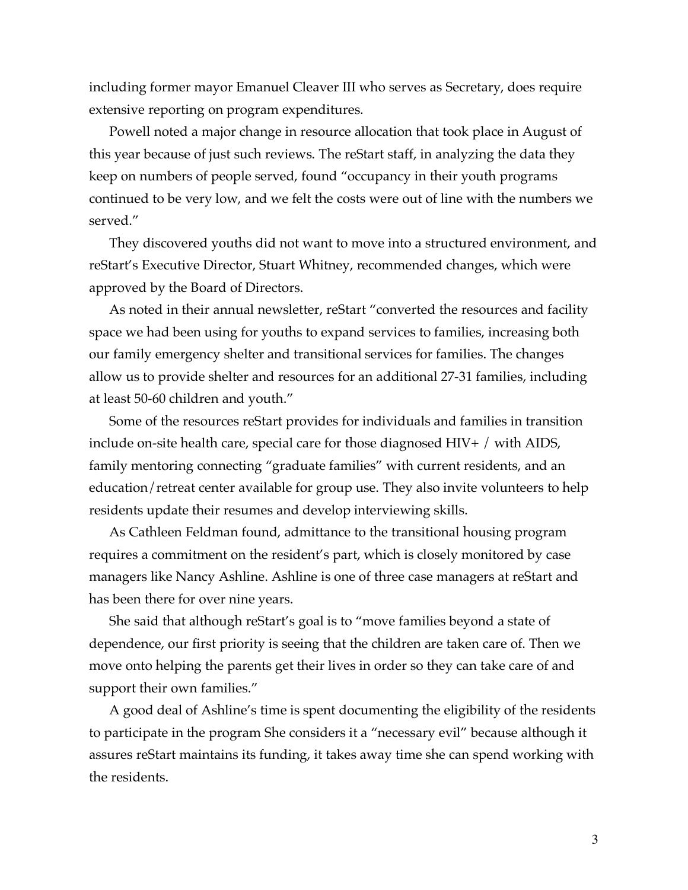including former mayor Emanuel Cleaver III who serves as Secretary, does require extensive reporting on program expenditures.

Powell noted a major change in resource allocation that took place in August of this year because of just such reviews. The reStart staff, in analyzing the data they keep on numbers of people served, found "occupancy in their youth programs continued to be very low, and we felt the costs were out of line with the numbers we served."

They discovered youths did not want to move into a structured environment, and reStart's Executive Director, Stuart Whitney, recommended changes, which were approved by the Board of Directors.

As noted in their annual newsletter, reStart "converted the resources and facility space we had been using for youths to expand services to families, increasing both our family emergency shelter and transitional services for families. The changes allow us to provide shelter and resources for an additional 27-31 families, including at least 50-60 children and youth."

Some of the resources reStart provides for individuals and families in transition include on-site health care, special care for those diagnosed HIV+ / with AIDS, family mentoring connecting "graduate families" with current residents, and an education/retreat center available for group use. They also invite volunteers to help residents update their resumes and develop interviewing skills.

As Cathleen Feldman found, admittance to the transitional housing program requires a commitment on the resident's part, which is closely monitored by case managers like Nancy Ashline. Ashline is one of three case managers at reStart and has been there for over nine years.

She said that although reStart's goal is to "move families beyond a state of dependence, our first priority is seeing that the children are taken care of. Then we move onto helping the parents get their lives in order so they can take care of and support their own families."

A good deal of Ashline's time is spent documenting the eligibility of the residents to participate in the program She considers it a "necessary evil" because although it assures reStart maintains its funding, it takes away time she can spend working with the residents.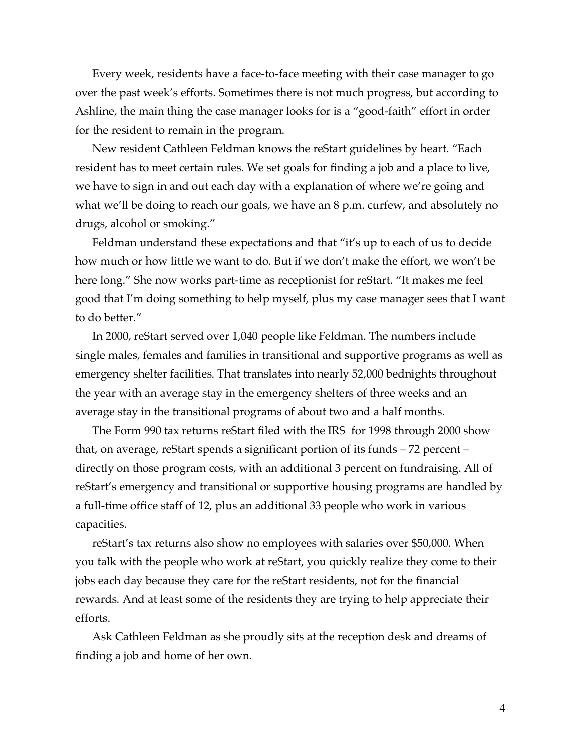Every week, residents have a face-to-face meeting with their case manager to go over the past week's efforts. Sometimes there is not much progress, but according to Ashline, the main thing the case manager looks for is a "good-faith" effort in order for the resident to remain in the program.

New resident Cathleen Feldman knows the reStart guidelines by heart. "Each resident has to meet certain rules. We set goals for finding a job and a place to live, we have to sign in and out each day with a explanation of where we're going and what we'll be doing to reach our goals, we have an 8 p.m. curfew, and absolutely no drugs, alcohol or smoking."

Feldman understand these expectations and that "it's up to each of us to decide how much or how little we want to do. But if we don't make the effort, we won't be here long." She now works part-time as receptionist for reStart. "It makes me feel good that I'm doing something to help myself, plus my case manager sees that I want to do better."

In 2000, reStart served over 1,040 people like Feldman. The numbers include single males, females and families in transitional and supportive programs as well as emergency shelter facilities. That translates into nearly 52,000 bednights throughout the year with an average stay in the emergency shelters of three weeks and an average stay in the transitional programs of about two and a half months.

The Form 990 tax returns reStart filed with the IRS for 1998 through 2000 show that, on average, reStart spends a significant portion of its funds – 72 percent – directly on those program costs, with an additional 3 percent on fundraising. All of reStart's emergency and transitional or supportive housing programs are handled by a full-time office staff of 12, plus an additional 33 people who work in various capacities.

reStart's tax returns also show no employees with salaries over $50,000. When you talk with the people who work at reStart, you quickly realize they come to their jobs each day because they care for the reStart residents, not for the financial rewards. And at least some of the residents they are trying to help appreciate their efforts.

Ask Cathleen Feldman as she proudly sits at the reception desk and dreams of finding a job and home of her own.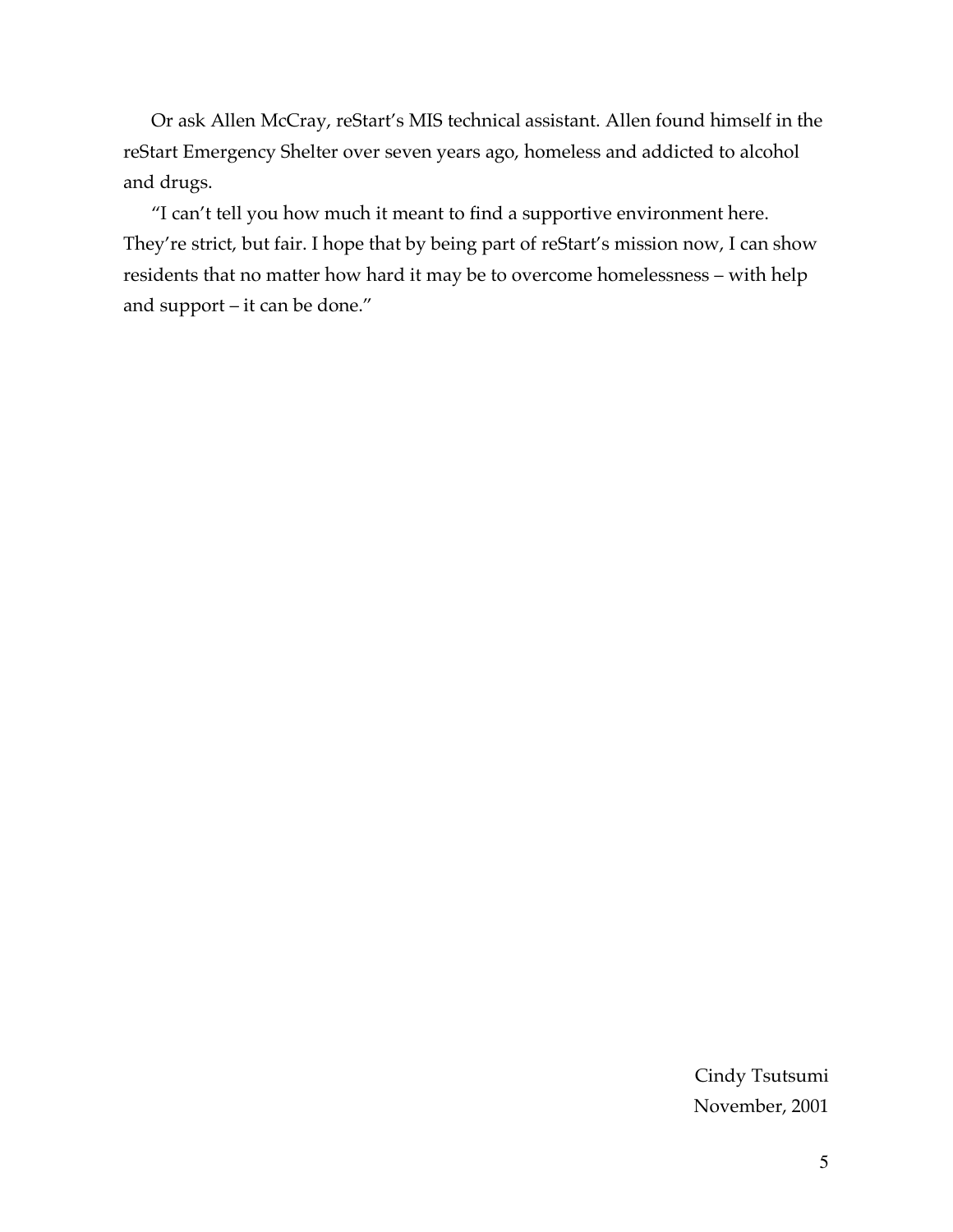Or ask Allen McCray, reStart's MIS technical assistant. Allen found himself in the reStart Emergency Shelter over seven years ago, homeless and addicted to alcohol and drugs.

"I can't tell you how much it meant to find a supportive environment here. They're strict, but fair. I hope that by being part of reStart's mission now, I can show residents that no matter how hard it may be to overcome homelessness – with help and support – it can be done."

Cindy Tsutsumi
November, 2001